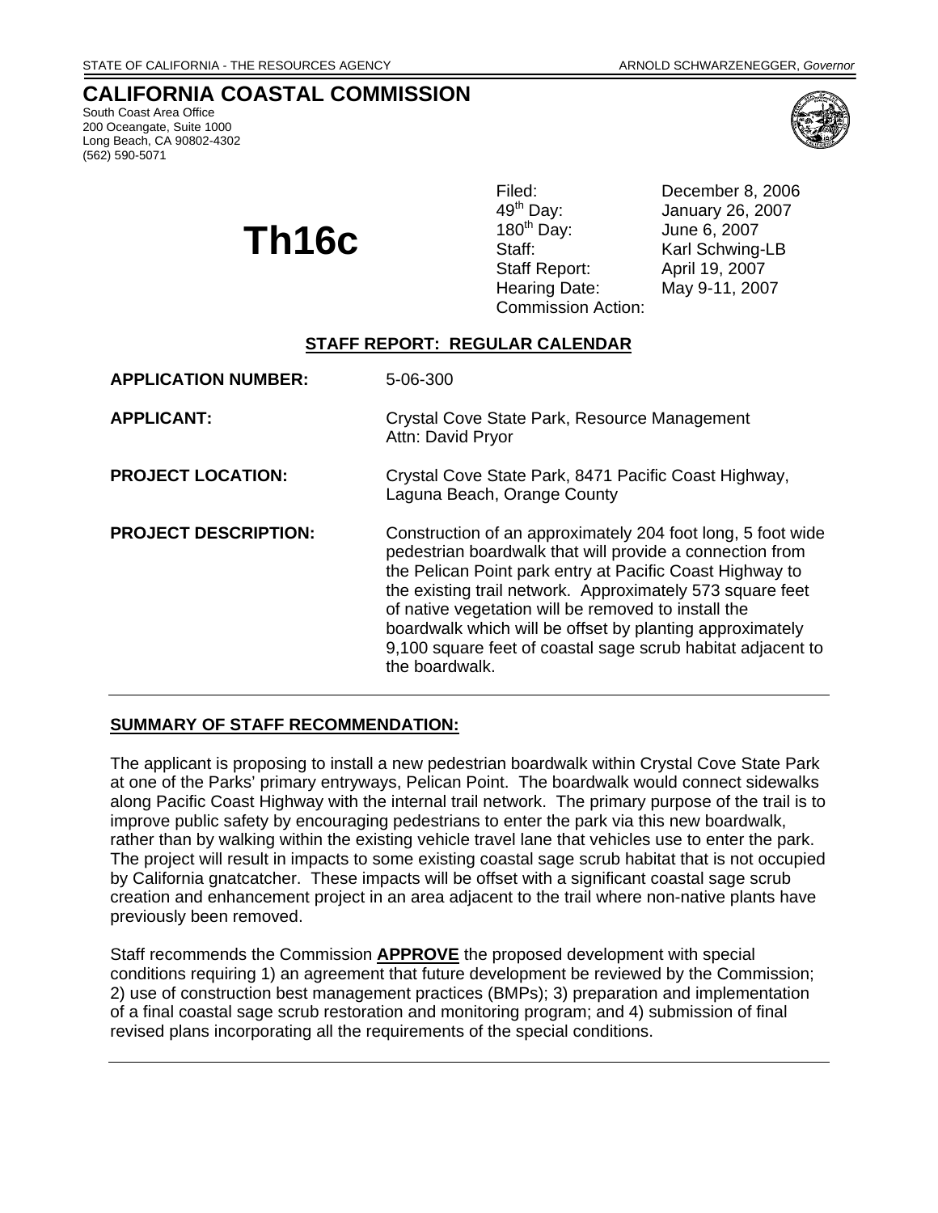STATE OF CALIFORNIA - THE RESOURCES AGENCY ARNOLD SCHWARZENEGGER, *Governor*

# CALIFORNIA COASTAL COMMISSION

South Coast Area Office
200 Oceangate, Suite 1000
Long Beach, CA 90802-4302
(562) 590-5071

# Th16c

| | |
|---|---|
| Filed: | December 8, 2006 |
| 49th Day: | January 26, 2007 |
| 180th Day: | June 6, 2007 |
| Staff: | Karl Schwing-LB |
| Staff Report: | April 19, 2007 |
| Hearing Date: | May 9-11, 2007 |
| Commission Action: | |

## STAFF REPORT: REGULAR CALENDAR

**APPLICATION NUMBER:** 5-06-300

**APPLICANT:** Crystal Cove State Park, Resource Management
Attn: David Pryor

**PROJECT LOCATION:** Crystal Cove State Park, 8471 Pacific Coast Highway, Laguna Beach, Orange County

**PROJECT DESCRIPTION:** Construction of an approximately 204 foot long, 5 foot wide pedestrian boardwalk that will provide a connection from the Pelican Point park entry at Pacific Coast Highway to the existing trail network. Approximately 573 square feet of native vegetation will be removed to install the boardwalk which will be offset by planting approximately 9,100 square feet of coastal sage scrub habitat adjacent to the boardwalk.

---

## SUMMARY OF STAFF RECOMMENDATION:

The applicant is proposing to install a new pedestrian boardwalk within Crystal Cove State Park at one of the Parks' primary entryways, Pelican Point. The boardwalk would connect sidewalks along Pacific Coast Highway with the internal trail network. The primary purpose of the trail is to improve public safety by encouraging pedestrians to enter the park via this new boardwalk, rather than by walking within the existing vehicle travel lane that vehicles use to enter the park. The project will result in impacts to some existing coastal sage scrub habitat that is not occupied by California gnatcatcher. These impacts will be offset with a significant coastal sage scrub creation and enhancement project in an area adjacent to the trail where non-native plants have previously been removed.

Staff recommends the Commission **APPROVE** the proposed development with special conditions requiring 1) an agreement that future development be reviewed by the Commission; 2) use of construction best management practices (BMPs); 3) preparation and implementation of a final coastal sage scrub restoration and monitoring program; and 4) submission of final revised plans incorporating all the requirements of the special conditions.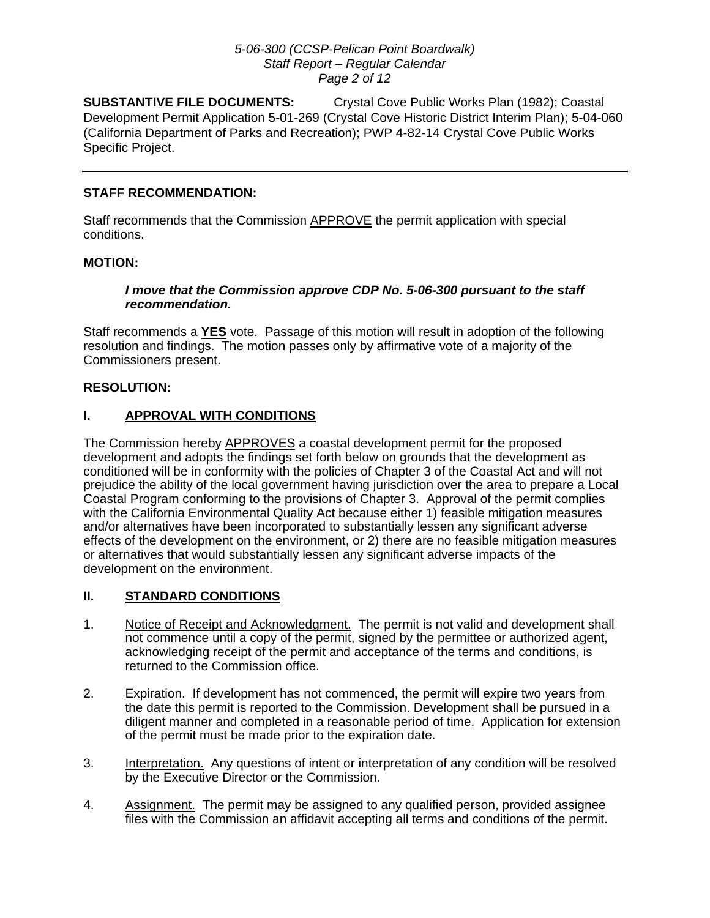**SUBSTANTIVE FILE DOCUMENTS:** Crystal Cove Public Works Plan (1982); Coastal Development Permit Application 5-01-269 (Crystal Cove Historic District Interim Plan); 5-04-060 (California Department of Parks and Recreation); PWP 4-82-14 Crystal Cove Public Works Specific Project.

---

**STAFF RECOMMENDATION:**

Staff recommends that the Commission APPROVE the permit application with special conditions.

**MOTION:**

> ***I move that the Commission approve CDP No. 5-06-300 pursuant to the staff recommendation.***

Staff recommends a **YES** vote. Passage of this motion will result in adoption of the following resolution and findings. The motion passes only by affirmative vote of a majority of the Commissioners present.

**RESOLUTION:**

## I. APPROVAL WITH CONDITIONS

The Commission hereby APPROVES a coastal development permit for the proposed development and adopts the findings set forth below on grounds that the development as conditioned will be in conformity with the policies of Chapter 3 of the Coastal Act and will not prejudice the ability of the local government having jurisdiction over the area to prepare a Local Coastal Program conforming to the provisions of Chapter 3. Approval of the permit complies with the California Environmental Quality Act because either 1) feasible mitigation measures and/or alternatives have been incorporated to substantially lessen any significant adverse effects of the development on the environment, or 2) there are no feasible mitigation measures or alternatives that would substantially lessen any significant adverse impacts of the development on the environment.

## II. STANDARD CONDITIONS

1. Notice of Receipt and Acknowledgment. The permit is not valid and development shall not commence until a copy of the permit, signed by the permittee or authorized agent, acknowledging receipt of the permit and acceptance of the terms and conditions, is returned to the Commission office.

2. Expiration. If development has not commenced, the permit will expire two years from the date this permit is reported to the Commission. Development shall be pursued in a diligent manner and completed in a reasonable period of time. Application for extension of the permit must be made prior to the expiration date.

3. Interpretation. Any questions of intent or interpretation of any condition will be resolved by the Executive Director or the Commission.

4. Assignment. The permit may be assigned to any qualified person, provided assignee files with the Commission an affidavit accepting all terms and conditions of the permit.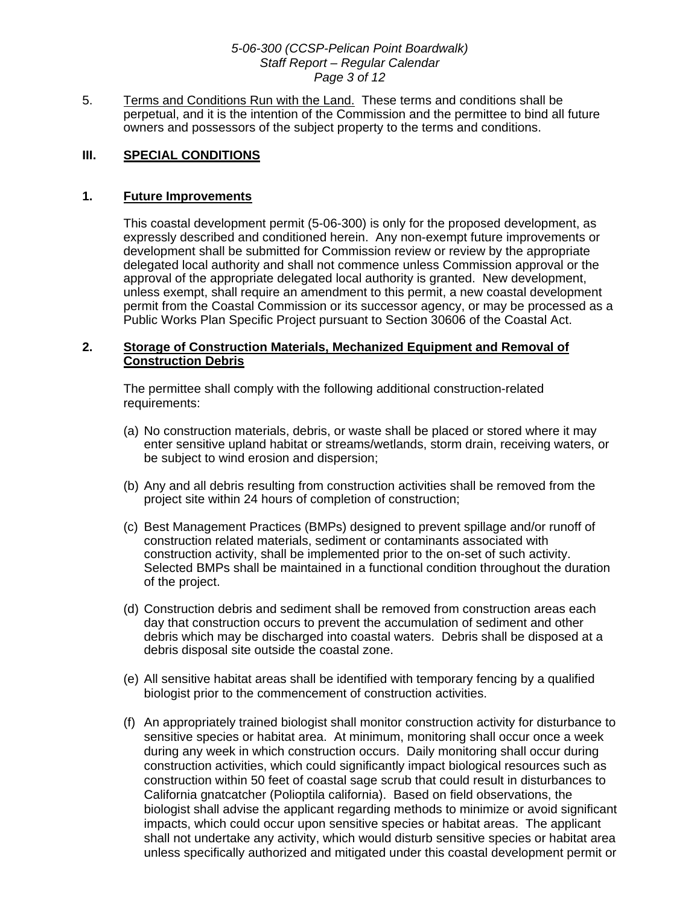5. Terms and Conditions Run with the Land. These terms and conditions shall be perpetual, and it is the intention of the Commission and the permittee to bind all future owners and possessors of the subject property to the terms and conditions.

## III. SPECIAL CONDITIONS

### 1. Future Improvements

This coastal development permit (5-06-300) is only for the proposed development, as expressly described and conditioned herein. Any non-exempt future improvements or development shall be submitted for Commission review or review by the appropriate delegated local authority and shall not commence unless Commission approval or the approval of the appropriate delegated local authority is granted. New development, unless exempt, shall require an amendment to this permit, a new coastal development permit from the Coastal Commission or its successor agency, or may be processed as a Public Works Plan Specific Project pursuant to Section 30606 of the Coastal Act.

### 2. Storage of Construction Materials, Mechanized Equipment and Removal of Construction Debris

The permittee shall comply with the following additional construction-related requirements:

(a) No construction materials, debris, or waste shall be placed or stored where it may enter sensitive upland habitat or streams/wetlands, storm drain, receiving waters, or be subject to wind erosion and dispersion;

(b) Any and all debris resulting from construction activities shall be removed from the project site within 24 hours of completion of construction;

(c) Best Management Practices (BMPs) designed to prevent spillage and/or runoff of construction related materials, sediment or contaminants associated with construction activity, shall be implemented prior to the on-set of such activity. Selected BMPs shall be maintained in a functional condition throughout the duration of the project.

(d) Construction debris and sediment shall be removed from construction areas each day that construction occurs to prevent the accumulation of sediment and other debris which may be discharged into coastal waters. Debris shall be disposed at a debris disposal site outside the coastal zone.

(e) All sensitive habitat areas shall be identified with temporary fencing by a qualified biologist prior to the commencement of construction activities.

(f) An appropriately trained biologist shall monitor construction activity for disturbance to sensitive species or habitat area. At minimum, monitoring shall occur once a week during any week in which construction occurs. Daily monitoring shall occur during construction activities, which could significantly impact biological resources such as construction within 50 feet of coastal sage scrub that could result in disturbances to California gnatcatcher (Polioptila californica). Based on field observations, the biologist shall advise the applicant regarding methods to minimize or avoid significant impacts, which could occur upon sensitive species or habitat areas. The applicant shall not undertake any activity, which would disturb sensitive species or habitat area unless specifically authorized and mitigated under this coastal development permit or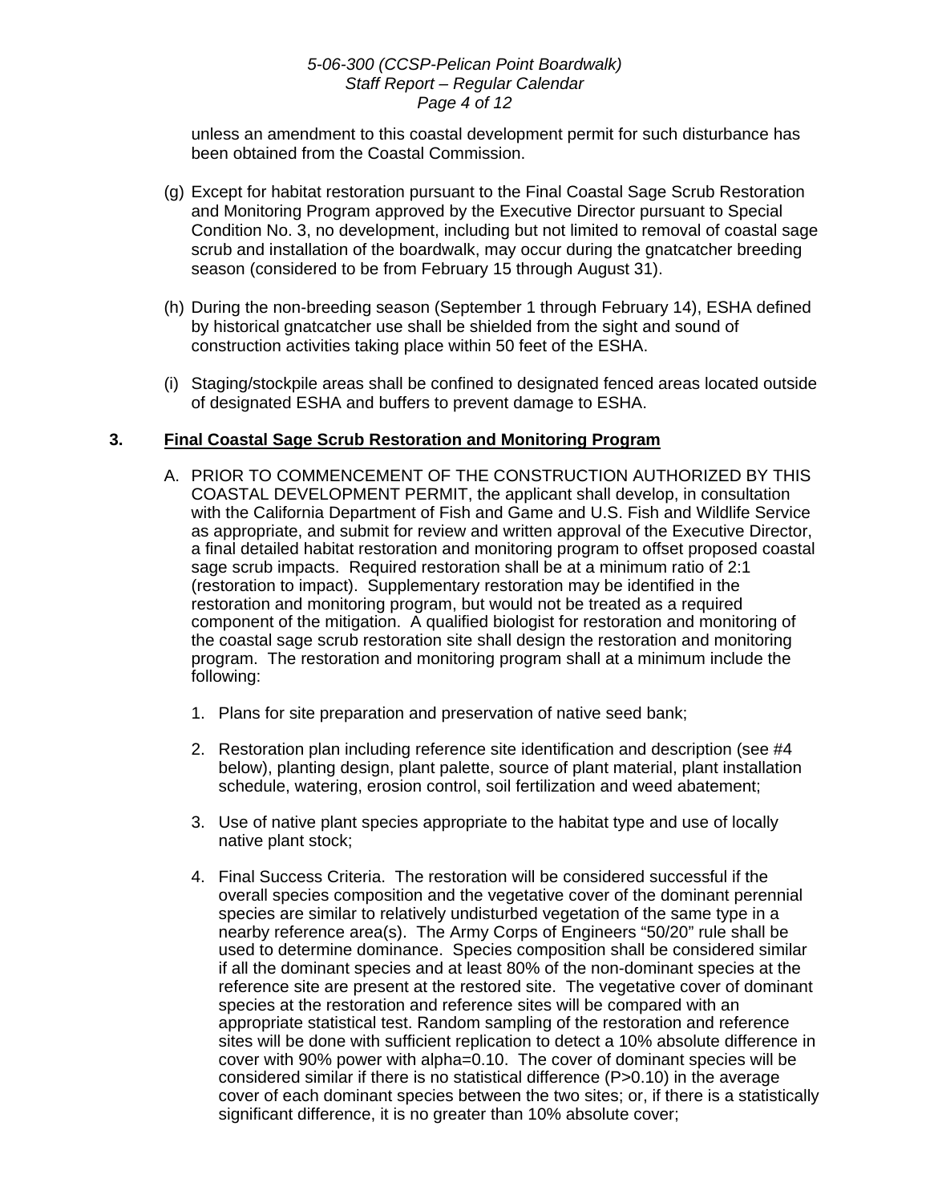unless an amendment to this coastal development permit for such disturbance has been obtained from the Coastal Commission.

(g) Except for habitat restoration pursuant to the Final Coastal Sage Scrub Restoration and Monitoring Program approved by the Executive Director pursuant to Special Condition No. 3, no development, including but not limited to removal of coastal sage scrub and installation of the boardwalk, may occur during the gnatcatcher breeding season (considered to be from February 15 through August 31).

(h) During the non-breeding season (September 1 through February 14), ESHA defined by historical gnatcatcher use shall be shielded from the sight and sound of construction activities taking place within 50 feet of the ESHA.

(i) Staging/stockpile areas shall be confined to designated fenced areas located outside of designated ESHA and buffers to prevent damage to ESHA.

**3. <u>Final Coastal Sage Scrub Restoration and Monitoring Program</u>**

A. PRIOR TO COMMENCEMENT OF THE CONSTRUCTION AUTHORIZED BY THIS COASTAL DEVELOPMENT PERMIT, the applicant shall develop, in consultation with the California Department of Fish and Game and U.S. Fish and Wildlife Service as appropriate, and submit for review and written approval of the Executive Director, a final detailed habitat restoration and monitoring program to offset proposed coastal sage scrub impacts. Required restoration shall be at a minimum ratio of 2:1 (restoration to impact). Supplementary restoration may be identified in the restoration and monitoring program, but would not be treated as a required component of the mitigation. A qualified biologist for restoration and monitoring of the coastal sage scrub restoration site shall design the restoration and monitoring program. The restoration and monitoring program shall at a minimum include the following:

1. Plans for site preparation and preservation of native seed bank;

2. Restoration plan including reference site identification and description (see #4 below), planting design, plant palette, source of plant material, plant installation schedule, watering, erosion control, soil fertilization and weed abatement;

3. Use of native plant species appropriate to the habitat type and use of locally native plant stock;

4. Final Success Criteria. The restoration will be considered successful if the overall species composition and the vegetative cover of the dominant perennial species are similar to relatively undisturbed vegetation of the same type in a nearby reference area(s). The Army Corps of Engineers "50/20" rule shall be used to determine dominance. Species composition shall be considered similar if all the dominant species and at least 80% of the non-dominant species at the reference site are present at the restored site. The vegetative cover of dominant species at the restoration and reference sites will be compared with an appropriate statistical test. Random sampling of the restoration and reference sites will be done with sufficient replication to detect a 10% absolute difference in cover with 90% power with alpha=0.10. The cover of dominant species will be considered similar if there is no statistical difference ($P>0.10$) in the average cover of each dominant species between the two sites; or, if there is a statistically significant difference, it is no greater than 10% absolute cover;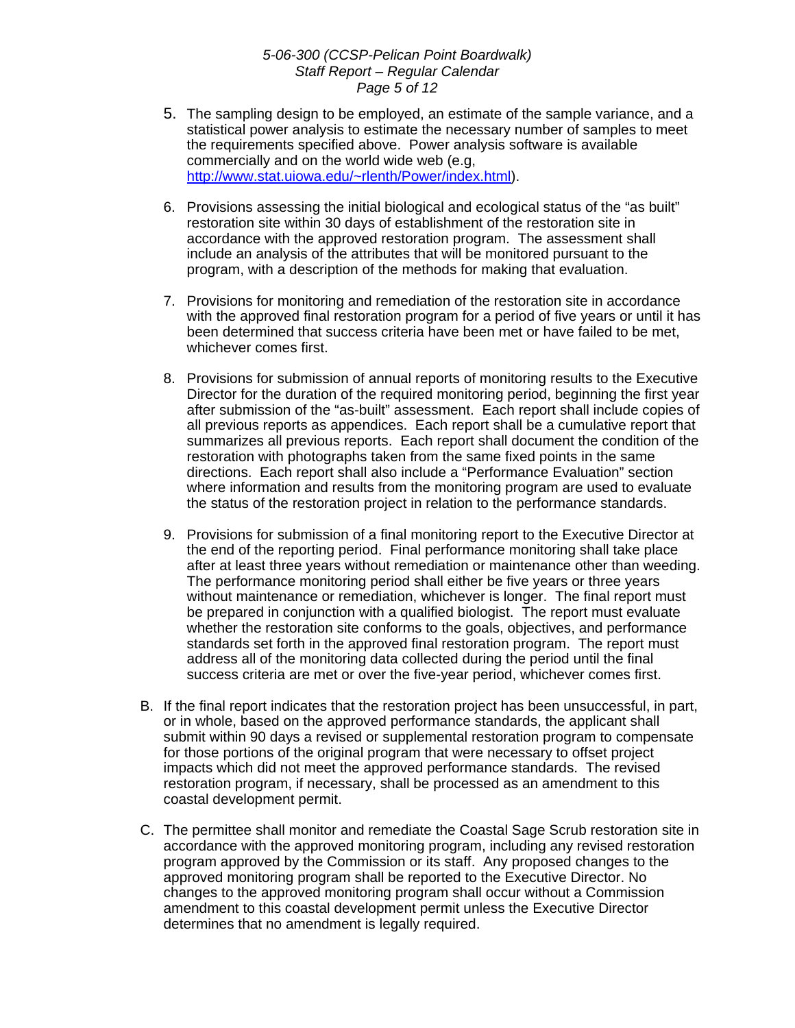5. The sampling design to be employed, an estimate of the sample variance, and a statistical power analysis to estimate the necessary number of samples to meet the requirements specified above. Power analysis software is available commercially and on the world wide web (e.g, [http://www.stat.uiowa.edu/~rlenth/Power/index.html](http://www.stat.uiowa.edu/~rlenth/Power/index.html)).

6. Provisions assessing the initial biological and ecological status of the "as built" restoration site within 30 days of establishment of the restoration site in accordance with the approved restoration program. The assessment shall include an analysis of the attributes that will be monitored pursuant to the program, with a description of the methods for making that evaluation.

7. Provisions for monitoring and remediation of the restoration site in accordance with the approved final restoration program for a period of five years or until it has been determined that success criteria have been met or have failed to be met, whichever comes first.

8. Provisions for submission of annual reports of monitoring results to the Executive Director for the duration of the required monitoring period, beginning the first year after submission of the "as-built" assessment. Each report shall include copies of all previous reports as appendices. Each report shall be a cumulative report that summarizes all previous reports. Each report shall document the condition of the restoration with photographs taken from the same fixed points in the same directions. Each report shall also include a "Performance Evaluation" section where information and results from the monitoring program are used to evaluate the status of the restoration project in relation to the performance standards.

9. Provisions for submission of a final monitoring report to the Executive Director at the end of the reporting period. Final performance monitoring shall take place after at least three years without remediation or maintenance other than weeding. The performance monitoring period shall either be five years or three years without maintenance or remediation, whichever is longer. The final report must be prepared in conjunction with a qualified biologist. The report must evaluate whether the restoration site conforms to the goals, objectives, and performance standards set forth in the approved final restoration program. The report must address all of the monitoring data collected during the period until the final success criteria are met or over the five-year period, whichever comes first.

B. If the final report indicates that the restoration project has been unsuccessful, in part, or in whole, based on the approved performance standards, the applicant shall submit within 90 days a revised or supplemental restoration program to compensate for those portions of the original program that were necessary to offset project impacts which did not meet the approved performance standards. The revised restoration program, if necessary, shall be processed as an amendment to this coastal development permit.

C. The permittee shall monitor and remediate the Coastal Sage Scrub restoration site in accordance with the approved monitoring program, including any revised restoration program approved by the Commission or its staff. Any proposed changes to the approved monitoring program shall be reported to the Executive Director. No changes to the approved monitoring program shall occur without a Commission amendment to this coastal development permit unless the Executive Director determines that no amendment is legally required.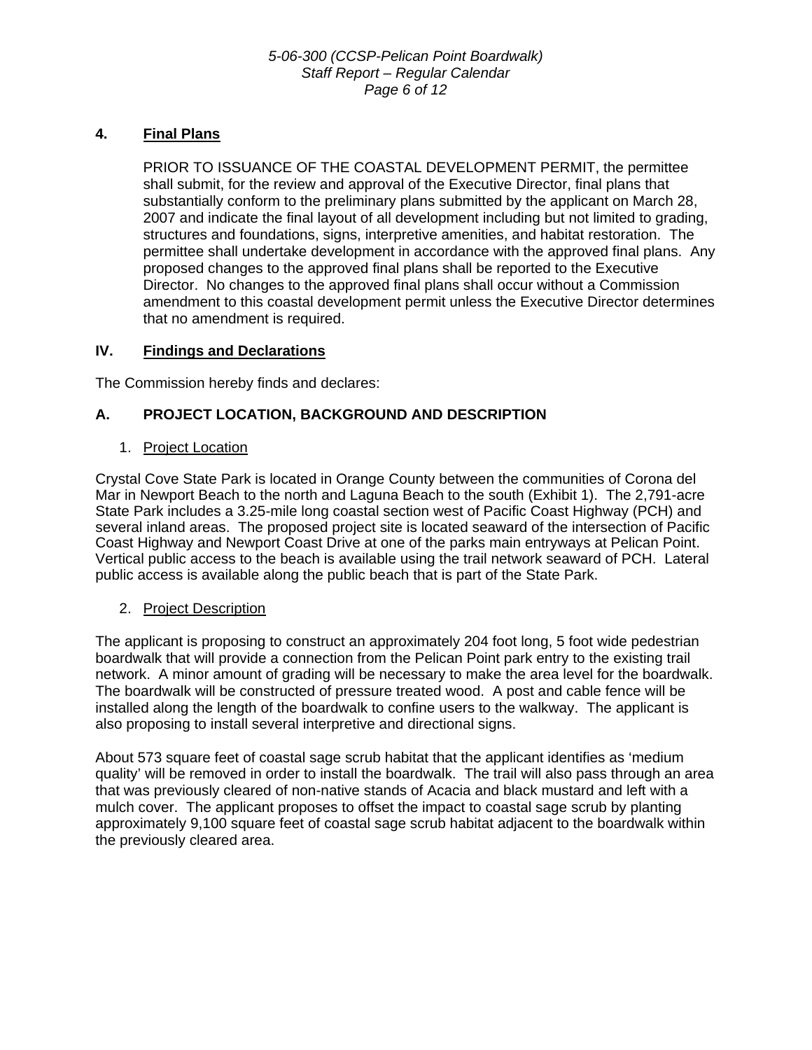### 4. Final Plans

PRIOR TO ISSUANCE OF THE COASTAL DEVELOPMENT PERMIT, the permittee shall submit, for the review and approval of the Executive Director, final plans that substantially conform to the preliminary plans submitted by the applicant on March 28, 2007 and indicate the final layout of all development including but not limited to grading, structures and foundations, signs, interpretive amenities, and habitat restoration. The permittee shall undertake development in accordance with the approved final plans. Any proposed changes to the approved final plans shall be reported to the Executive Director. No changes to the approved final plans shall occur without a Commission amendment to this coastal development permit unless the Executive Director determines that no amendment is required.

## IV. Findings and Declarations

The Commission hereby finds and declares:

### A. PROJECT LOCATION, BACKGROUND AND DESCRIPTION

#### 1. Project Location

Crystal Cove State Park is located in Orange County between the communities of Corona del Mar in Newport Beach to the north and Laguna Beach to the south (Exhibit 1). The 2,791-acre State Park includes a 3.25-mile long coastal section west of Pacific Coast Highway (PCH) and several inland areas. The proposed project site is located seaward of the intersection of Pacific Coast Highway and Newport Coast Drive at one of the parks main entryways at Pelican Point. Vertical public access to the beach is available using the trail network seaward of PCH. Lateral public access is available along the public beach that is part of the State Park.

#### 2. Project Description

The applicant is proposing to construct an approximately 204 foot long, 5 foot wide pedestrian boardwalk that will provide a connection from the Pelican Point park entry to the existing trail network. A minor amount of grading will be necessary to make the area level for the boardwalk. The boardwalk will be constructed of pressure treated wood. A post and cable fence will be installed along the length of the boardwalk to confine users to the walkway. The applicant is also proposing to install several interpretive and directional signs.

About 573 square feet of coastal sage scrub habitat that the applicant identifies as 'medium quality' will be removed in order to install the boardwalk. The trail will also pass through an area that was previously cleared of non-native stands of Acacia and black mustard and left with a mulch cover. The applicant proposes to offset the impact to coastal sage scrub by planting approximately 9,100 square feet of coastal sage scrub habitat adjacent to the boardwalk within the previously cleared area.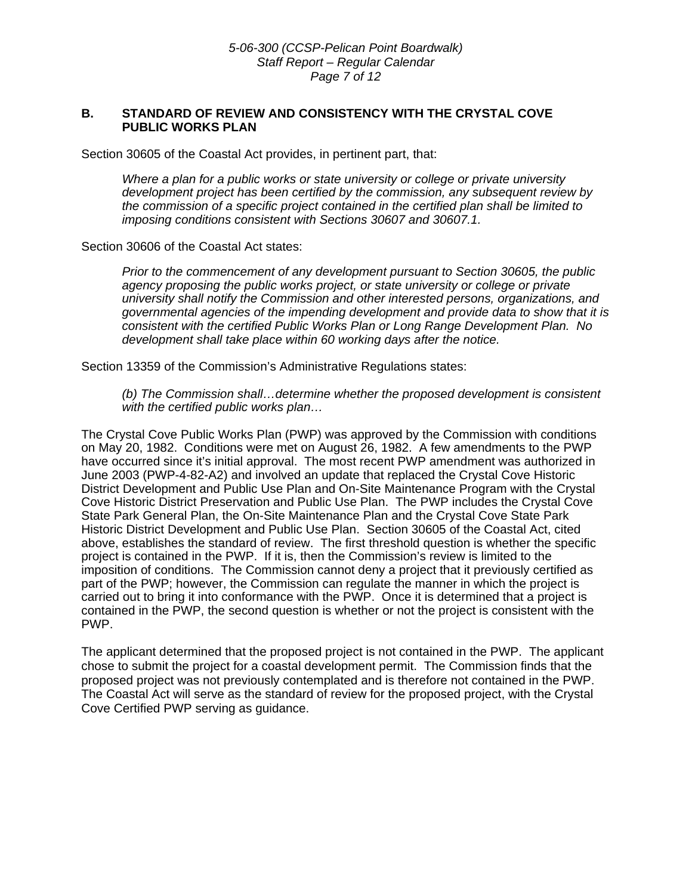## B. STANDARD OF REVIEW AND CONSISTENCY WITH THE CRYSTAL COVE PUBLIC WORKS PLAN

Section 30605 of the Coastal Act provides, in pertinent part, that:

> *Where a plan for a public works or state university or college or private university development project has been certified by the commission, any subsequent review by the commission of a specific project contained in the certified plan shall be limited to imposing conditions consistent with Sections 30607 and 30607.1.*

Section 30606 of the Coastal Act states:

> *Prior to the commencement of any development pursuant to Section 30605, the public agency proposing the public works project, or state university or college or private university shall notify the Commission and other interested persons, organizations, and governmental agencies of the impending development and provide data to show that it is consistent with the certified Public Works Plan or Long Range Development Plan. No development shall take place within 60 working days after the notice.*

Section 13359 of the Commission's Administrative Regulations states:

> *(b) The Commission shall…determine whether the proposed development is consistent with the certified public works plan…*

The Crystal Cove Public Works Plan (PWP) was approved by the Commission with conditions on May 20, 1982. Conditions were met on August 26, 1982. A few amendments to the PWP have occurred since it's initial approval. The most recent PWP amendment was authorized in June 2003 (PWP-4-82-A2) and involved an update that replaced the Crystal Cove Historic District Development and Public Use Plan and On-Site Maintenance Program with the Crystal Cove Historic District Preservation and Public Use Plan. The PWP includes the Crystal Cove State Park General Plan, the On-Site Maintenance Plan and the Crystal Cove State Park Historic District Development and Public Use Plan. Section 30605 of the Coastal Act, cited above, establishes the standard of review. The first threshold question is whether the specific project is contained in the PWP. If it is, then the Commission's review is limited to the imposition of conditions. The Commission cannot deny a project that it previously certified as part of the PWP; however, the Commission can regulate the manner in which the project is carried out to bring it into conformance with the PWP. Once it is determined that a project is contained in the PWP, the second question is whether or not the project is consistent with the PWP.

The applicant determined that the proposed project is not contained in the PWP. The applicant chose to submit the project for a coastal development permit. The Commission finds that the proposed project was not previously contemplated and is therefore not contained in the PWP. The Coastal Act will serve as the standard of review for the proposed project, with the Crystal Cove Certified PWP serving as guidance.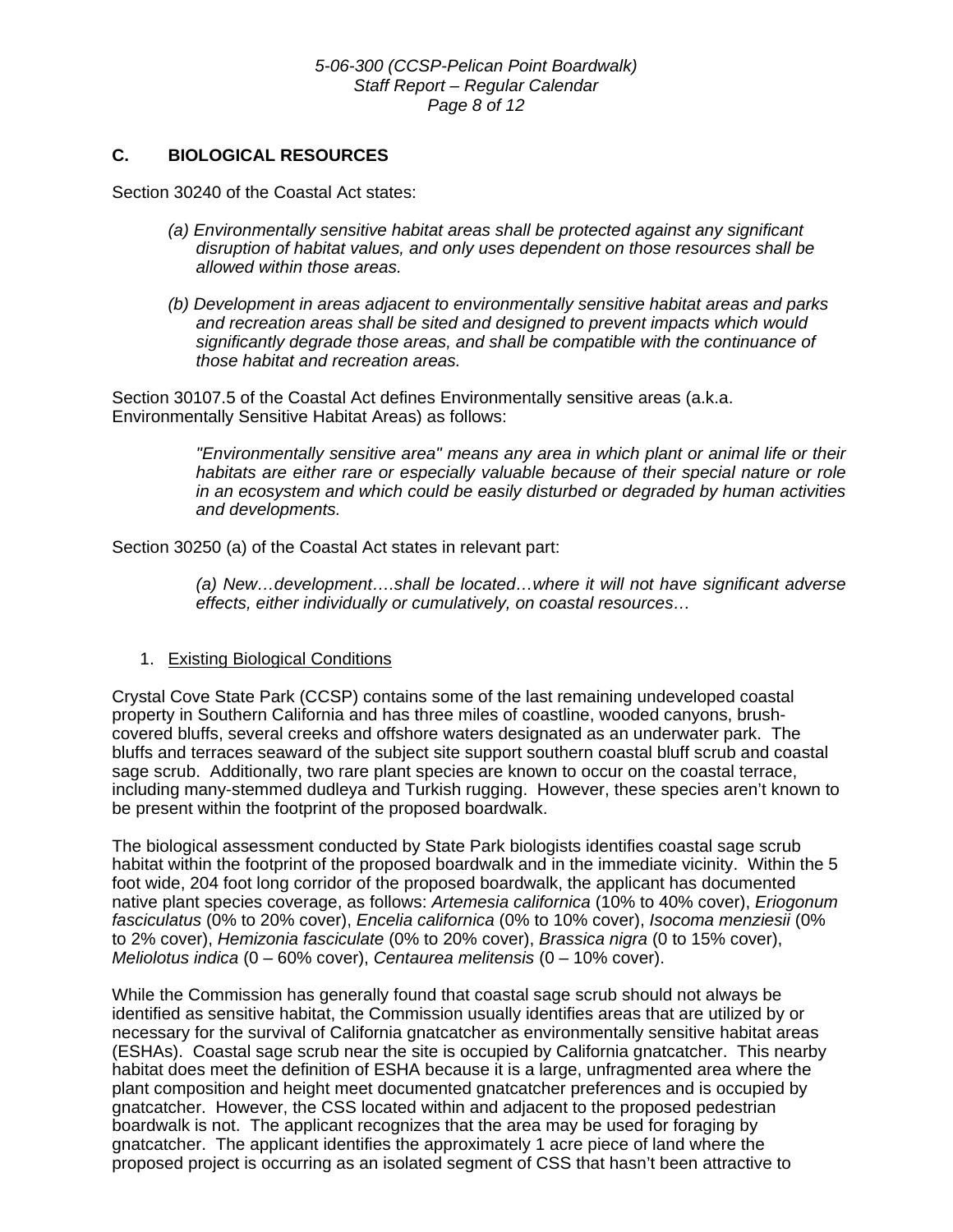## C. BIOLOGICAL RESOURCES

Section 30240 of the Coastal Act states:

> *(a) Environmentally sensitive habitat areas shall be protected against any significant disruption of habitat values, and only uses dependent on those resources shall be allowed within those areas.*
>
> *(b) Development in areas adjacent to environmentally sensitive habitat areas and parks and recreation areas shall be sited and designed to prevent impacts which would significantly degrade those areas, and shall be compatible with the continuance of those habitat and recreation areas.*

Section 30107.5 of the Coastal Act defines Environmentally sensitive areas (a.k.a. Environmentally Sensitive Habitat Areas) as follows:

> *"Environmentally sensitive area" means any area in which plant or animal life or their habitats are either rare or especially valuable because of their special nature or role in an ecosystem and which could be easily disturbed or degraded by human activities and developments.*

Section 30250 (a) of the Coastal Act states in relevant part:

> *(a) New…development….shall be located…where it will not have significant adverse effects, either individually or cumulatively, on coastal resources…*

1. Existing Biological Conditions

Crystal Cove State Park (CCSP) contains some of the last remaining undeveloped coastal property in Southern California and has three miles of coastline, wooded canyons, brush-covered bluffs, several creeks and offshore waters designated as an underwater park. The bluffs and terraces seaward of the subject site support southern coastal bluff scrub and coastal sage scrub. Additionally, two rare plant species are known to occur on the coastal terrace, including many-stemmed dudleya and Turkish rugging. However, these species aren't known to be present within the footprint of the proposed boardwalk.

The biological assessment conducted by State Park biologists identifies coastal sage scrub habitat within the footprint of the proposed boardwalk and in the immediate vicinity. Within the 5 foot wide, 204 foot long corridor of the proposed boardwalk, the applicant has documented native plant species coverage, as follows: *Artemesia californica* (10% to 40% cover), *Eriogonum fasciculatus* (0% to 20% cover), *Encelia californica* (0% to 10% cover), *Isocoma menziesii* (0% to 2% cover), *Hemizonia fasciculate* (0% to 20% cover), *Brassica nigra* (0 to 15% cover), *Meliolotus indica* (0 – 60% cover), *Centaurea melitensis* (0 – 10% cover).

While the Commission has generally found that coastal sage scrub should not always be identified as sensitive habitat, the Commission usually identifies areas that are utilized by or necessary for the survival of California gnatcatcher as environmentally sensitive habitat areas (ESHAs). Coastal sage scrub near the site is occupied by California gnatcatcher. This nearby habitat does meet the definition of ESHA because it is a large, unfragmented area where the plant composition and height meet documented gnatcatcher preferences and is occupied by gnatcatcher. However, the CSS located within and adjacent to the proposed pedestrian boardwalk is not. The applicant recognizes that the area may be used for foraging by gnatcatcher. The applicant identifies the approximately 1 acre piece of land where the proposed project is occurring as an isolated segment of CSS that hasn't been attractive to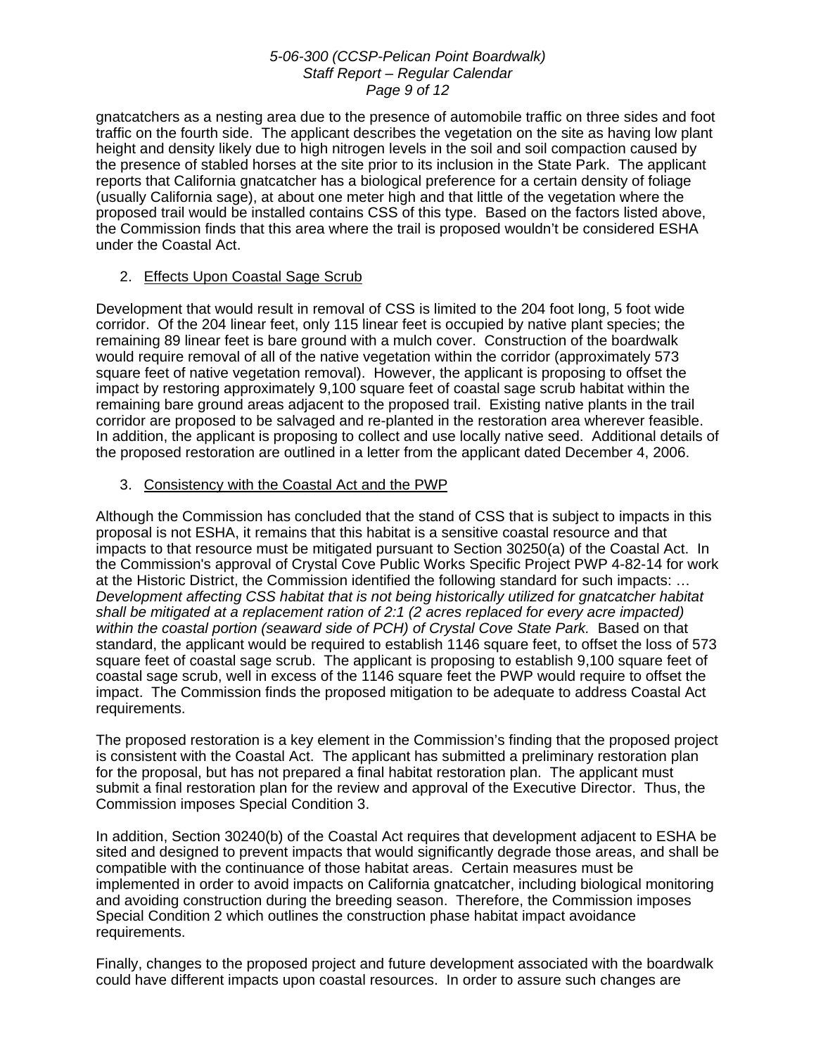gnatcatchers as a nesting area due to the presence of automobile traffic on three sides and foot traffic on the fourth side. The applicant describes the vegetation on the site as having low plant height and density likely due to high nitrogen levels in the soil and soil compaction caused by the presence of stabled horses at the site prior to its inclusion in the State Park. The applicant reports that California gnatcatcher has a biological preference for a certain density of foliage (usually California sage), at about one meter high and that little of the vegetation where the proposed trail would be installed contains CSS of this type. Based on the factors listed above, the Commission finds that this area where the trail is proposed wouldn't be considered ESHA under the Coastal Act.

2. Effects Upon Coastal Sage Scrub

Development that would result in removal of CSS is limited to the 204 foot long, 5 foot wide corridor. Of the 204 linear feet, only 115 linear feet is occupied by native plant species; the remaining 89 linear feet is bare ground with a mulch cover. Construction of the boardwalk would require removal of all of the native vegetation within the corridor (approximately 573 square feet of native vegetation removal). However, the applicant is proposing to offset the impact by restoring approximately 9,100 square feet of coastal sage scrub habitat within the remaining bare ground areas adjacent to the proposed trail. Existing native plants in the trail corridor are proposed to be salvaged and re-planted in the restoration area wherever feasible. In addition, the applicant is proposing to collect and use locally native seed. Additional details of the proposed restoration are outlined in a letter from the applicant dated December 4, 2006.

3. Consistency with the Coastal Act and the PWP

Although the Commission has concluded that the stand of CSS that is subject to impacts in this proposal is not ESHA, it remains that this habitat is a sensitive coastal resource and that impacts to that resource must be mitigated pursuant to Section 30250(a) of the Coastal Act. In the Commission's approval of Crystal Cove Public Works Specific Project PWP 4-82-14 for work at the Historic District, the Commission identified the following standard for such impacts: … *Development affecting CSS habitat that is not being historically utilized for gnatcatcher habitat shall be mitigated at a replacement ration of 2:1 (2 acres replaced for every acre impacted) within the coastal portion (seaward side of PCH) of Crystal Cove State Park.* Based on that standard, the applicant would be required to establish 1146 square feet, to offset the loss of 573 square feet of coastal sage scrub. The applicant is proposing to establish 9,100 square feet of coastal sage scrub, well in excess of the 1146 square feet the PWP would require to offset the impact. The Commission finds the proposed mitigation to be adequate to address Coastal Act requirements.

The proposed restoration is a key element in the Commission's finding that the proposed project is consistent with the Coastal Act. The applicant has submitted a preliminary restoration plan for the proposal, but has not prepared a final habitat restoration plan. The applicant must submit a final restoration plan for the review and approval of the Executive Director. Thus, the Commission imposes Special Condition 3.

In addition, Section 30240(b) of the Coastal Act requires that development adjacent to ESHA be sited and designed to prevent impacts that would significantly degrade those areas, and shall be compatible with the continuance of those habitat areas. Certain measures must be implemented in order to avoid impacts on California gnatcatcher, including biological monitoring and avoiding construction during the breeding season. Therefore, the Commission imposes Special Condition 2 which outlines the construction phase habitat impact avoidance requirements.

Finally, changes to the proposed project and future development associated with the boardwalk could have different impacts upon coastal resources. In order to assure such changes are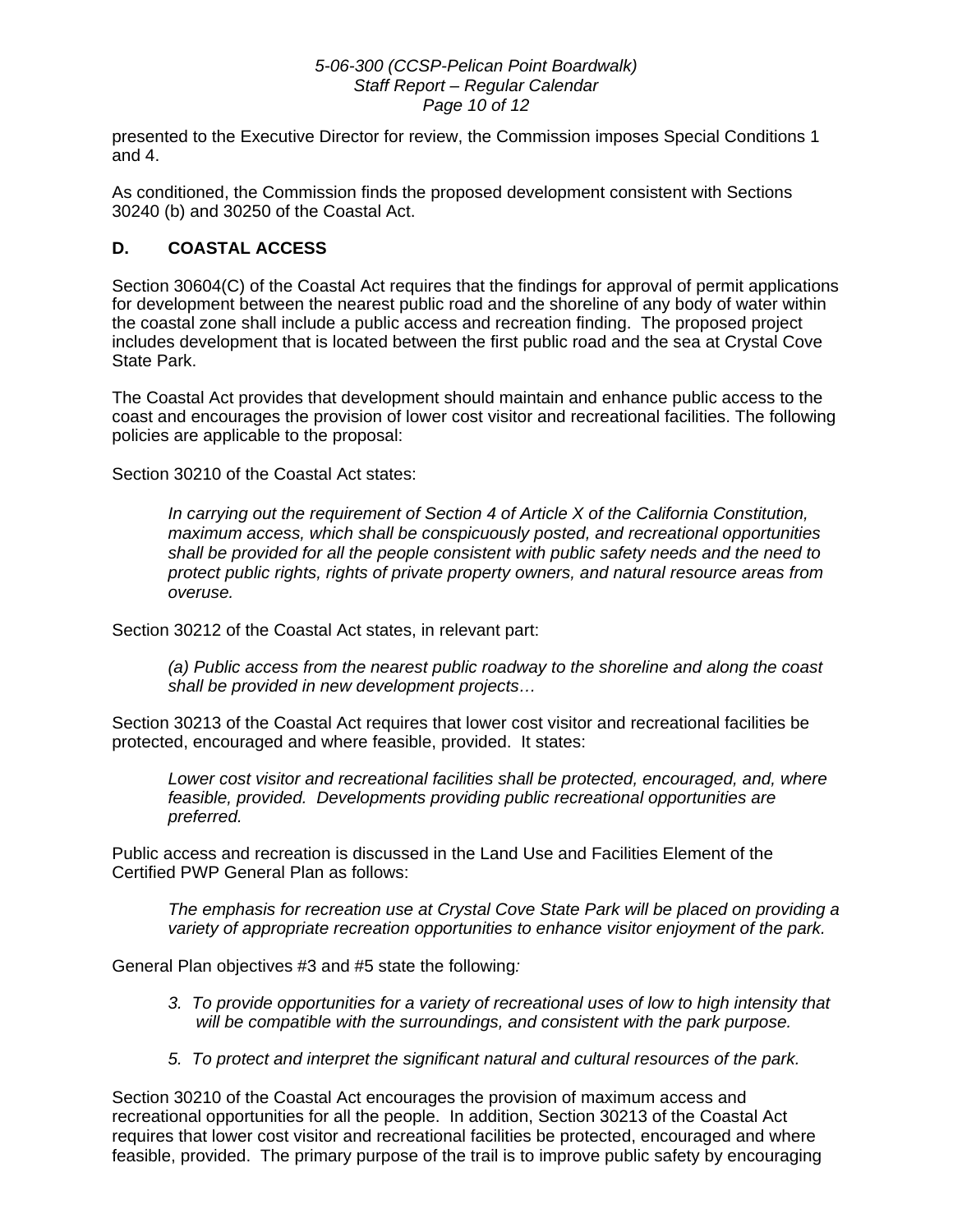presented to the Executive Director for review, the Commission imposes Special Conditions 1 and 4.

As conditioned, the Commission finds the proposed development consistent with Sections 30240 (b) and 30250 of the Coastal Act.

## D. COASTAL ACCESS

Section 30604(C) of the Coastal Act requires that the findings for approval of permit applications for development between the nearest public road and the shoreline of any body of water within the coastal zone shall include a public access and recreation finding. The proposed project includes development that is located between the first public road and the sea at Crystal Cove State Park.

The Coastal Act provides that development should maintain and enhance public access to the coast and encourages the provision of lower cost visitor and recreational facilities. The following policies are applicable to the proposal:

Section 30210 of the Coastal Act states:

> *In carrying out the requirement of Section 4 of Article X of the California Constitution, maximum access, which shall be conspicuously posted, and recreational opportunities shall be provided for all the people consistent with public safety needs and the need to protect public rights, rights of private property owners, and natural resource areas from overuse.*

Section 30212 of the Coastal Act states, in relevant part:

> *(a) Public access from the nearest public roadway to the shoreline and along the coast shall be provided in new development projects…*

Section 30213 of the Coastal Act requires that lower cost visitor and recreational facilities be protected, encouraged and where feasible, provided. It states:

> *Lower cost visitor and recreational facilities shall be protected, encouraged, and, where feasible, provided. Developments providing public recreational opportunities are preferred.*

Public access and recreation is discussed in the Land Use and Facilities Element of the Certified PWP General Plan as follows:

> *The emphasis for recreation use at Crystal Cove State Park will be placed on providing a variety of appropriate recreation opportunities to enhance visitor enjoyment of the park.*

General Plan objectives #3 and #5 state the following*:*

> 3. *To provide opportunities for a variety of recreational uses of low to high intensity that will be compatible with the surroundings, and consistent with the park purpose.*
>
> 5. *To protect and interpret the significant natural and cultural resources of the park.*

Section 30210 of the Coastal Act encourages the provision of maximum access and recreational opportunities for all the people. In addition, Section 30213 of the Coastal Act requires that lower cost visitor and recreational facilities be protected, encouraged and where feasible, provided. The primary purpose of the trail is to improve public safety by encouraging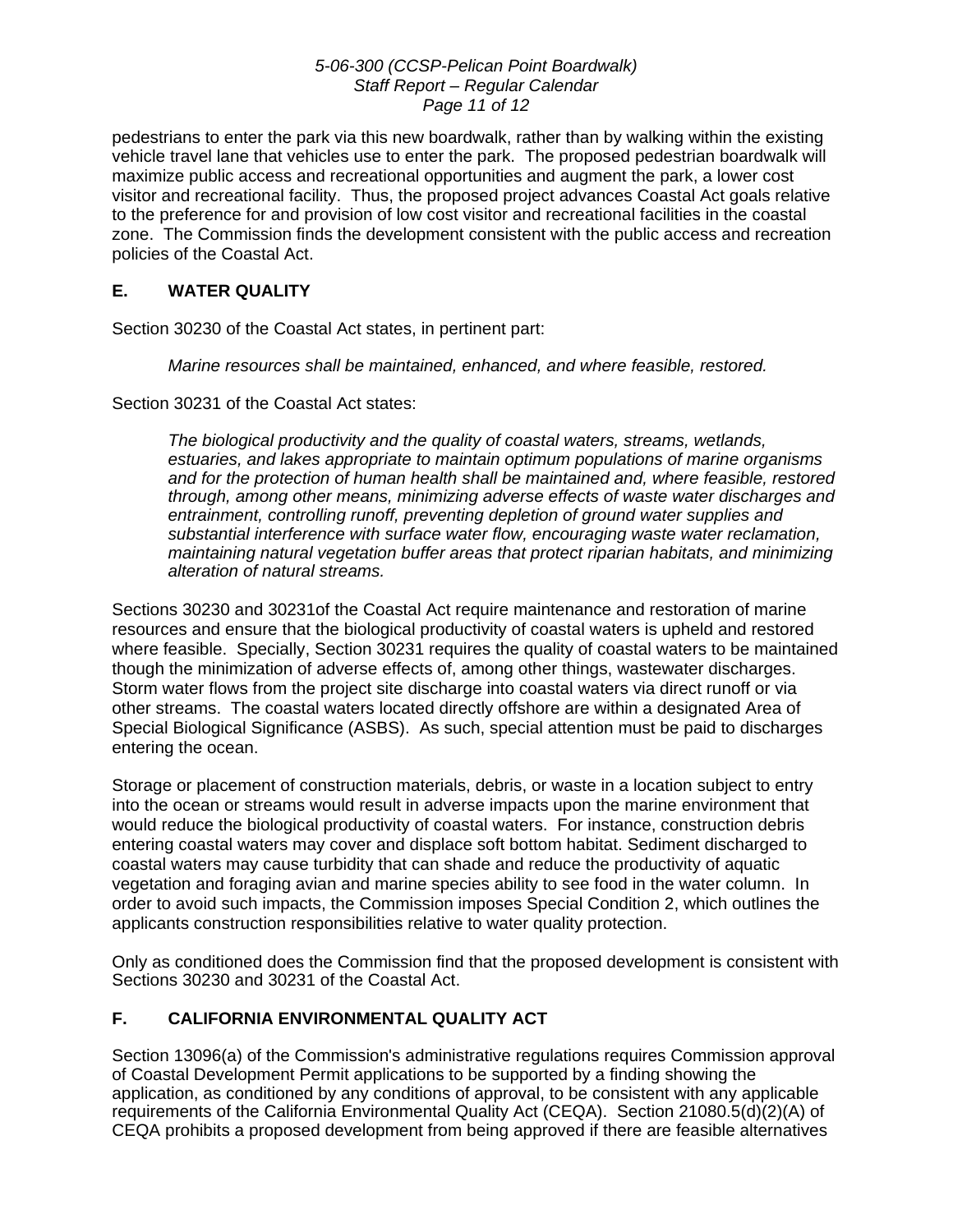pedestrians to enter the park via this new boardwalk, rather than by walking within the existing vehicle travel lane that vehicles use to enter the park. The proposed pedestrian boardwalk will maximize public access and recreational opportunities and augment the park, a lower cost visitor and recreational facility. Thus, the proposed project advances Coastal Act goals relative to the preference for and provision of low cost visitor and recreational facilities in the coastal zone. The Commission finds the development consistent with the public access and recreation policies of the Coastal Act.

## E. WATER QUALITY

Section 30230 of the Coastal Act states, in pertinent part:

> *Marine resources shall be maintained, enhanced, and where feasible, restored.*

Section 30231 of the Coastal Act states:

> *The biological productivity and the quality of coastal waters, streams, wetlands, estuaries, and lakes appropriate to maintain optimum populations of marine organisms and for the protection of human health shall be maintained and, where feasible, restored through, among other means, minimizing adverse effects of waste water discharges and entrainment, controlling runoff, preventing depletion of ground water supplies and substantial interference with surface water flow, encouraging waste water reclamation, maintaining natural vegetation buffer areas that protect riparian habitats, and minimizing alteration of natural streams.*

Sections 30230 and 30231of the Coastal Act require maintenance and restoration of marine resources and ensure that the biological productivity of coastal waters is upheld and restored where feasible. Specially, Section 30231 requires the quality of coastal waters to be maintained though the minimization of adverse effects of, among other things, wastewater discharges. Storm water flows from the project site discharge into coastal waters via direct runoff or via other streams. The coastal waters located directly offshore are within a designated Area of Special Biological Significance (ASBS). As such, special attention must be paid to discharges entering the ocean.

Storage or placement of construction materials, debris, or waste in a location subject to entry into the ocean or streams would result in adverse impacts upon the marine environment that would reduce the biological productivity of coastal waters. For instance, construction debris entering coastal waters may cover and displace soft bottom habitat. Sediment discharged to coastal waters may cause turbidity that can shade and reduce the productivity of aquatic vegetation and foraging avian and marine species ability to see food in the water column. In order to avoid such impacts, the Commission imposes Special Condition 2, which outlines the applicants construction responsibilities relative to water quality protection.

Only as conditioned does the Commission find that the proposed development is consistent with Sections 30230 and 30231 of the Coastal Act.

## F. CALIFORNIA ENVIRONMENTAL QUALITY ACT

Section 13096(a) of the Commission's administrative regulations requires Commission approval of Coastal Development Permit applications to be supported by a finding showing the application, as conditioned by any conditions of approval, to be consistent with any applicable requirements of the California Environmental Quality Act (CEQA). Section 21080.5(d)(2)(A) of CEQA prohibits a proposed development from being approved if there are feasible alternatives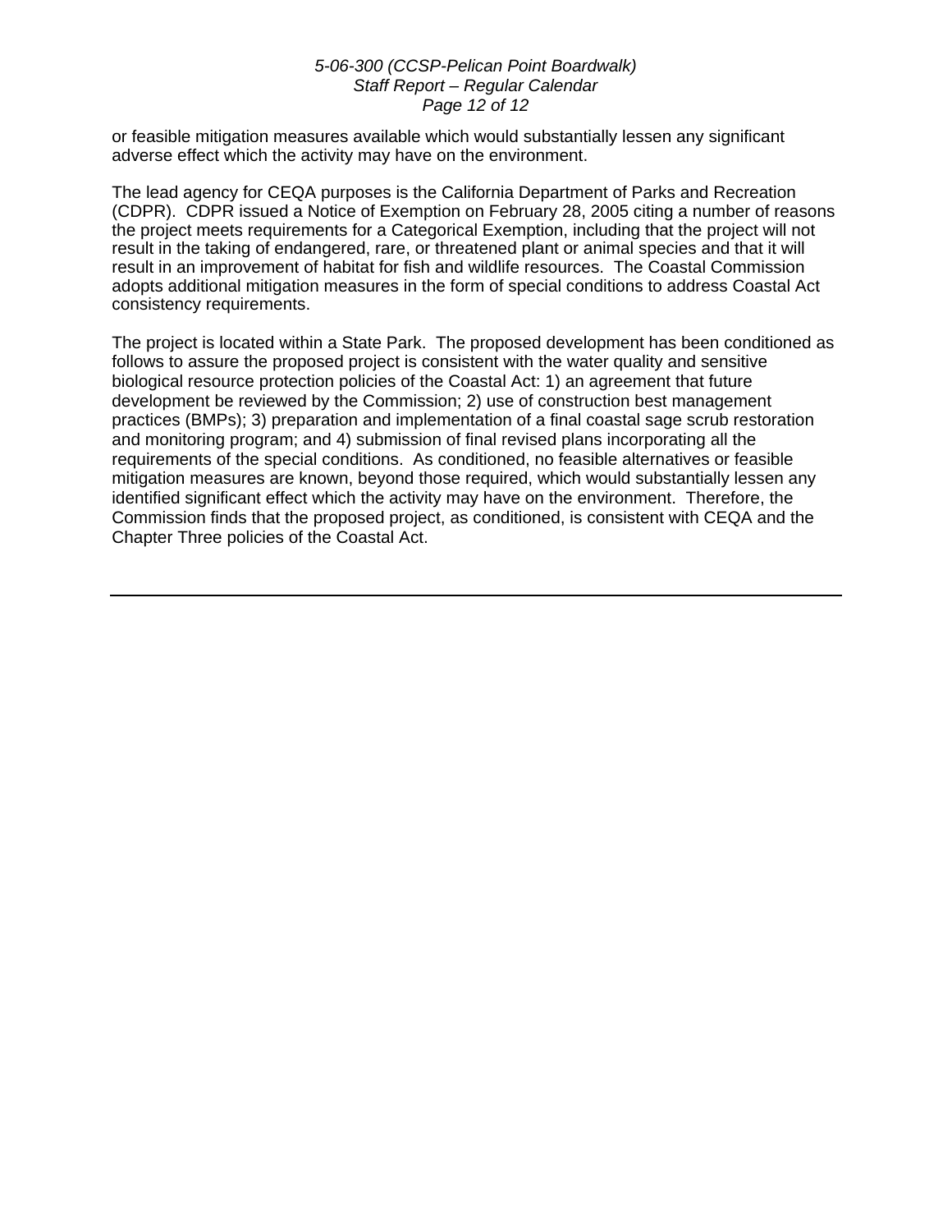or feasible mitigation measures available which would substantially lessen any significant adverse effect which the activity may have on the environment.

The lead agency for CEQA purposes is the California Department of Parks and Recreation (CDPR). CDPR issued a Notice of Exemption on February 28, 2005 citing a number of reasons the project meets requirements for a Categorical Exemption, including that the project will not result in the taking of endangered, rare, or threatened plant or animal species and that it will result in an improvement of habitat for fish and wildlife resources. The Coastal Commission adopts additional mitigation measures in the form of special conditions to address Coastal Act consistency requirements.

The project is located within a State Park. The proposed development has been conditioned as follows to assure the proposed project is consistent with the water quality and sensitive biological resource protection policies of the Coastal Act: 1) an agreement that future development be reviewed by the Commission; 2) use of construction best management practices (BMPs); 3) preparation and implementation of a final coastal sage scrub restoration and monitoring program; and 4) submission of final revised plans incorporating all the requirements of the special conditions. As conditioned, no feasible alternatives or feasible mitigation measures are known, beyond those required, which would substantially lessen any identified significant effect which the activity may have on the environment. Therefore, the Commission finds that the proposed project, as conditioned, is consistent with CEQA and the Chapter Three policies of the Coastal Act.

---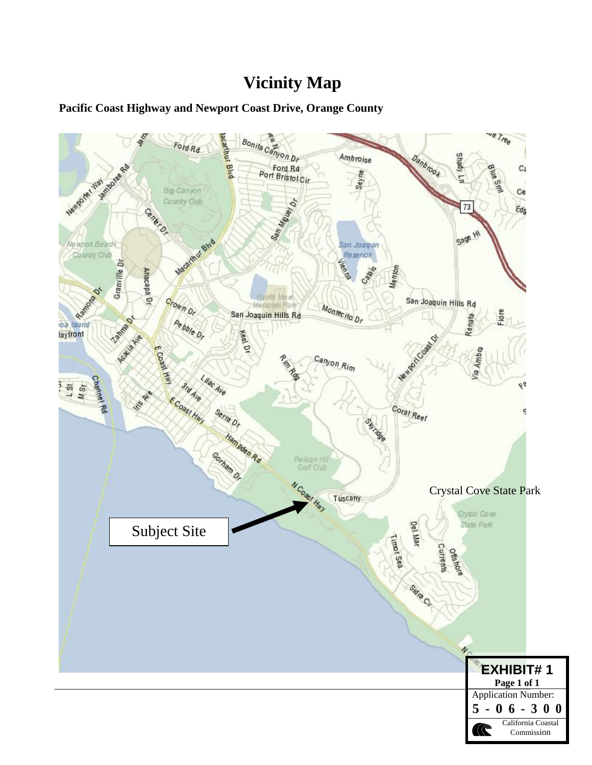# Vicinity Map

**Pacific Coast Highway and Newport Coast Drive, Orange County**

Crystal Cove State Park

Subject Site

**EXHIBIT# 1**
**Page 1 of 1**
Application Number:
**5 - 06 - 300**
California Coastal Commission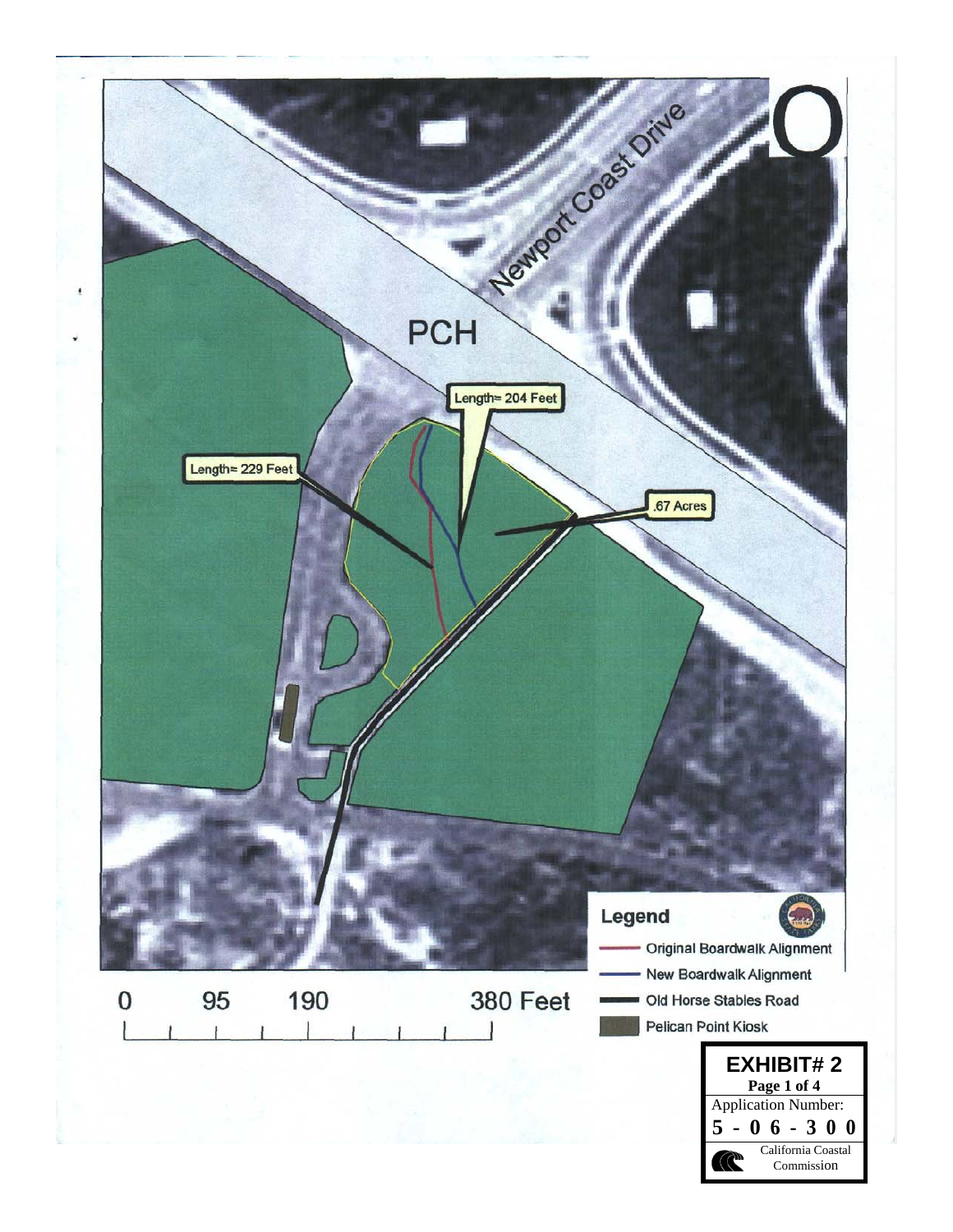Newport Coast Drive

PCH

Length= 204 Feet

Length= 229 Feet

.67 Acres

0 95 190 380 Feet

**Legend**

- Original Boardwalk Alignment
- New Boardwalk Alignment
- Old Horse Stables Road
- Pelican Point Kiosk

**EXHIBIT# 2**
**Page 1 of 4**
Application Number:
**5 - 06 - 300**
California Coastal Commission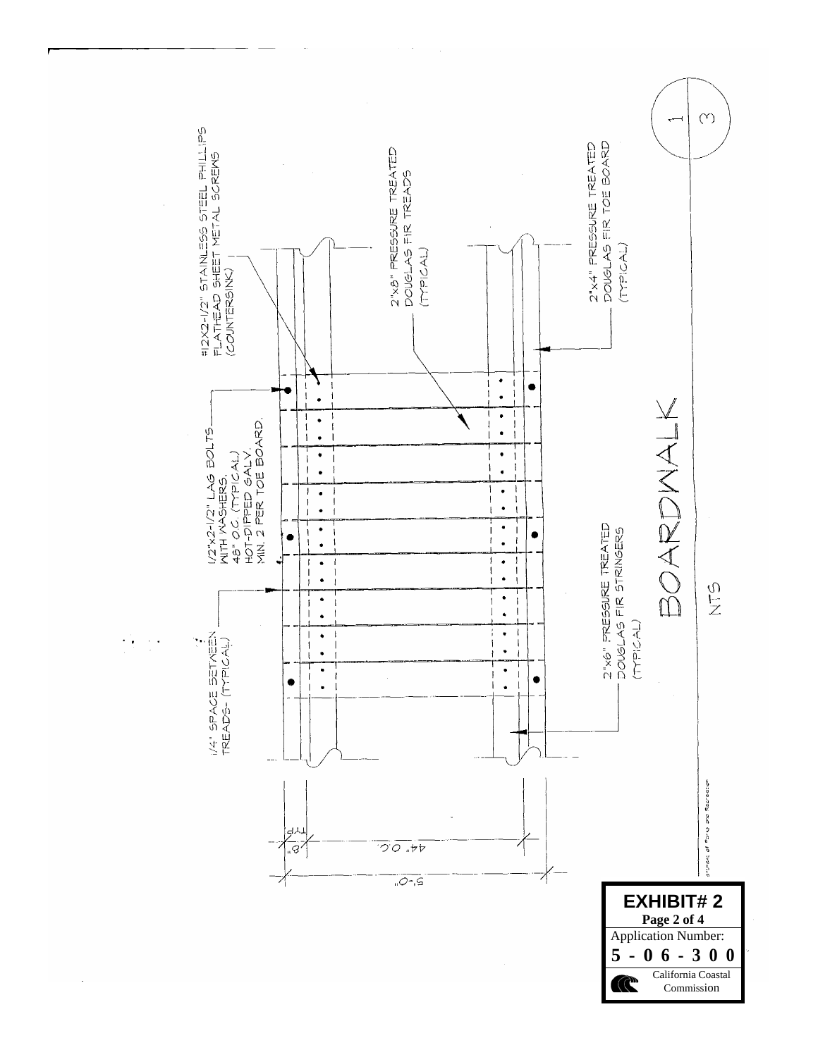#12X2-1/2" STAINLESS STEEL PHILLIPS FLATHEAD SHEET METAL SCREWS (COUNTERSINK)

2"x8" PRESSURE TREATED DOUGLAS FIR TREADS (TYPICAL)

2"x4" PRESSURE TREATED DOUGLAS FIR TOE BOARD (TYPICAL)

1/2"x2-1/2" LAG BOLTS WITH WASHERS, 48" O.C. (TYPICAL) HOT-DIPPED GALV. MIN. 2 PER TOE BOARD.

1/4" SPACE BETWEEN TREADS- (TYPICAL)

2"x6" PRESSURE TREATED DOUGLAS FIR STRINGERS (TYPICAL)

8" TYP

44" O.C.

5'-0"

# BOARDWALK

NTS

1/3

Division of Parks and Recreation

**EXHIBIT# 2**

**Page 2 of 4**

Application Number:

**5 - 0 6 - 3 0 0**

California Coastal Commission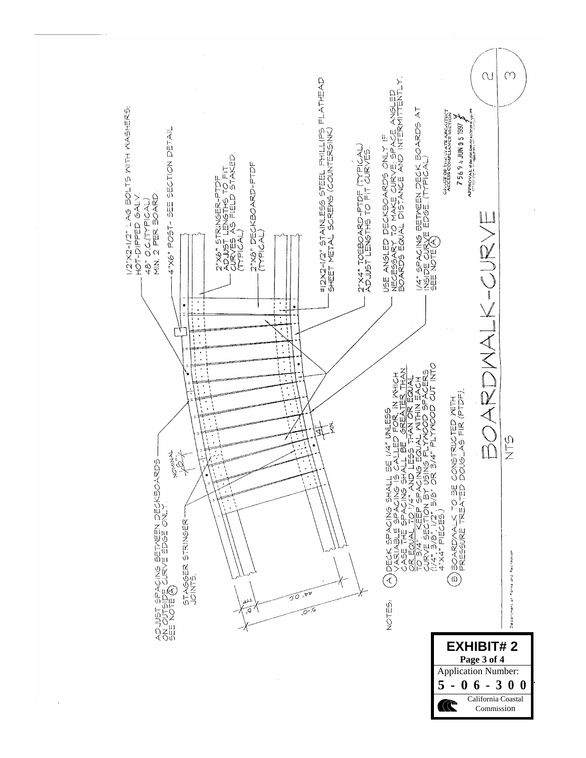ADJUST SPACING BETWEEN DECKBOARDS ON OUTSIDE CURVE EDGE ONLY. SEE NOTE (A)

STAGGER STRINGER JOINTS.

NOMINAL 8"

1/2"X2-1/2" LAG BOLTS WITH WASHERS; HOT-DIPPED GALV. 48" O.C.(TYPICAL) MIN. 2 PER BOARD

4"X6" POST- SEE SECTION DETAIL

2"X6" STRINGER-PTDF ADJUST LENGTHS TO FIT CURVES AS FIELD STAKED. (TYPICAL)

2"X8" DECKBOARD-PTDF (TYPICAL)

#12X2-1/2" STAINLESS STEEL PHILLIPS FLATHEAD SHEET METAL SCREWS (COUNTERSINK)

2"X4" TOEBOARD-PTDF (TYPICAL) ADJUST LENGTHS TO FIT CURVES.

USE ANGLED DECKBOARDS ONLY IF NECESSARY TO MAKE CURVE. SPACE ANGLED BOARDS EQUAL DISTANCE AND INTERMITTENTLY.

1/4" SPACING BETWEEN DECK BOARDS AT INSIDE CURVE EDGE. (TYPICAL) SEE NOTE (A)

1/4" MIN.

TYP. 8"

44" O.C.

5'-0"

NOTES:

(A) DECK SPACING SHALL BE 1/4" UNLESS VARIABLE SPACING IS CALLED FOR, IN WHICH CASE THE SPACING SHALL BE GREATER THAN OR EQUAL TO 1/4" AND LESS THAN OR EQUAL TO 3/4". KEEP SPACING EQUAL WITHIN EACH CURVE SECTION BY USING PLYWOOD SPACERS (1/4", 3/8", 1/2", 5/8" OR 3/4" PLYWOOD CUT INTO 4"X4" PIECES.)

(B) BOARDWALK TO BE CONSTRUCTED WITH PRESSURE TREATED DOUG. AS FIR (PTDF).

# BOARDWALK-CURVE

NTS

OFFICE OF THE STATE ARCHITECT ACCESS COMPLIANCE SECTION

7569 JUN 05 1997

APPROVAL

2

3

Department of Parks and Recreation

**EXHIBIT# 2**

**Page 3 of 4**

Application Number:

**5 - 0 6 - 3 0 0**

California Coastal Commission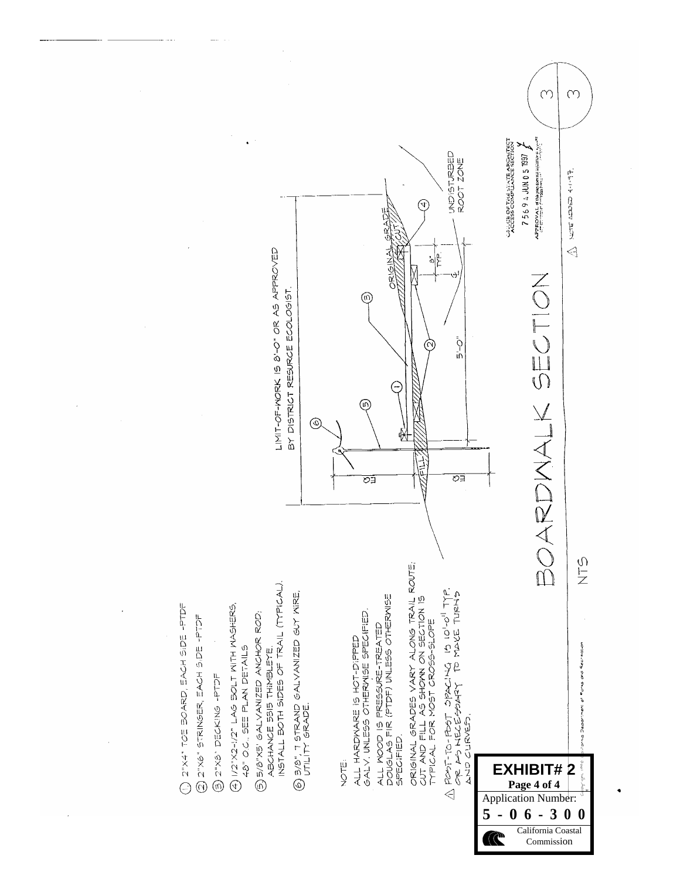1. 2"X4" TOE BOARD, EACH SIDE -PTDF
2. 2"X6" STRINGER, EACH SIDE -PTDF
3. 2"X8" DECKING -PTDF
4. 1/2"X2-1/2" LAG BOLT WITH WASHERS, 48" O.C., SEE PLAN DETAILS
5. 5/8"X5' GALVANIZED ANCHOR ROD; ABCHANCE 5515 THIMBLEYE. INSTALL BOTH SIDES OF TRAIL (TYPICAL).
6. 3/8", 7 STRAND GALVANIZED GUY WIRE, UTILITY GRADE.

NOTE:

ALL HARDWARE IS HOT-DIPPED GALV. UNLESS OTHERWISE SPECIFIED.

ALL WOOD IS PRESSURE-TREATED DOUGLAS FIR (PTDF) UNLESS OTHERWISE SPECIFIED.

ORIGINAL GRADES VARY ALONG TRAIL ROUTE; CUT AND FILL AS SHOWN ON SECTION IS TYPICAL FOR MOST CROSS-SLOPE

△ POST-TO-POST SPACING IS 10'-0" TYP. OR AS NECESSARY TO MAKE TURNS AND CURVES.

LIMIT-OF-WORK IS 8'-0" OR AS APPROVED BY DISTRICT RESURCE ECOLOGIST.

FILL

CUT

ORIGINAL GRADE

EQ

EQ

5'-0"

8" TYP.

℄

UNDISTURBED ROOT ZONE

# BOARDWALK SECTION

NTS

OFFICE OF THE STATE ARCHITECT ACCESS COMPLIANCE SECTION
75694 JUN 05 1997
APPROVAL

△ NOTE ADDED 4-1-97.

3
3

**EXHIBIT# 2**
**Page 4 of 4**
Application Number:
**5 - 0 6 - 3 0 0**
California Coastal Commission